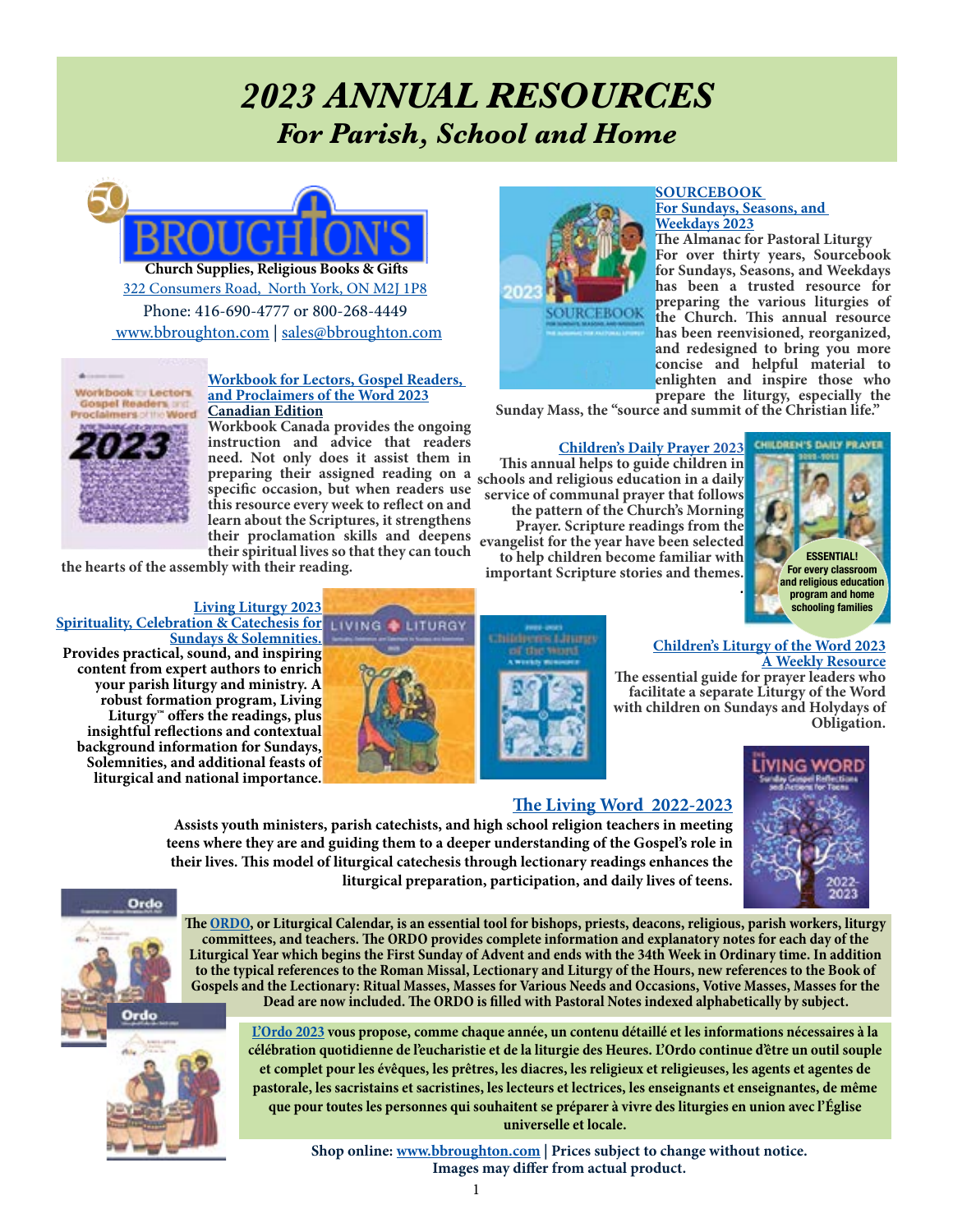# *2023 ANNUAL RESOURCES*

## *For Parish, School and Home*

**Church Supplies, Religious Books & Gifts**
322 Consumers Road, North York, ON M2J 1P8
Phone: 416-690-4777 or 800-268-4449
www.bbroughton.com | sales@bbroughton.com

### Workbook for Lectors, Gospel Readers, and Proclaimers of the Word 2023 Canadian Edition

**Workbook Canada provides the ongoing instruction and advice that readers need. Not only does it assist them in preparing their assigned reading on a specific occasion, but when readers use this resource every week to reflect on and learn about the Scriptures, it strengthens their proclamation skills and deepens their spiritual lives so that they can touch the hearts of the assembly with their reading.**

### SOURCEBOOK For Sundays, Seasons, and Weekdays 2023

**The Almanac for Pastoral Liturgy**
**For over thirty years, Sourcebook for Sundays, Seasons, and Weekdays has been a trusted resource for preparing the various liturgies of the Church. This annual resource has been reenvisioned, reorganized, and redesigned to bring you more concise and helpful material to enlighten and inspire those who prepare the liturgy, especially the Sunday Mass, the "source and summit of the Christian life."**

### Children's Daily Prayer 2023

**This annual helps to guide children in schools and religious education in a daily service of communal prayer that follows the pattern of the Church's Morning Prayer. Scripture readings from the evangelist for the year have been selected to help children become familiar with important Scripture stories and themes.**

**ESSENTIAL! For every classroom and religious education program and home schooling families**

### Living Liturgy 2023 Spirituality, Celebration & Catechesis for Sundays & Solemnities.

**Provides practical, sound, and inspiring content from expert authors to enrich your parish liturgy and ministry. A robust formation program, Living Liturgy™ offers the readings, plus insightful reflections and contextual background information for Sundays, Solemnities, and additional feasts of liturgical and national importance.**

### Children's Liturgy of the Word 2023 A Weekly Resource

**The essential guide for prayer leaders who facilitate a separate Liturgy of the Word with children on Sundays and Holydays of Obligation.**

### The Living Word 2022-2023

**Assists youth ministers, parish catechists, and high school religion teachers in meeting teens where they are and guiding them to a deeper understanding of the Gospel's role in their lives. This model of liturgical catechesis through lectionary readings enhances the liturgical preparation, participation, and daily lives of teens.**

**The ORDO, or Liturgical Calendar, is an essential tool for bishops, priests, deacons, religious, parish workers, liturgy committees, and teachers. The ORDO provides complete information and explanatory notes for each day of the Liturgical Year which begins the First Sunday of Advent and ends with the 34th Week in Ordinary time. In addition to the typical references to the Roman Missal, Lectionary and Liturgy of the Hours, new references to the Book of Gospels and the Lectionary: Ritual Masses, Masses for Various Needs and Occasions, Votive Masses, Masses for the Dead are now included. The ORDO is filled with Pastoral Notes indexed alphabetically by subject.**

**L'Ordo 2023 vous propose, comme chaque année, un contenu détaillé et les informations nécessaires à la célébration quotidienne de l'eucharistie et de la liturgie des Heures. L'Ordo continue d'être un outil souple et complet pour les évêques, les prêtres, les diacres, les religieux et religieuses, les agents et agentes de pastorale, les sacristains et sacristines, les lecteurs et lectrices, les enseignants et enseignantes, de même que pour toutes les personnes qui souhaitent se préparer à vivre des liturgies en union avec l'Église universelle et locale.**

**Shop online: www.bbroughton.com | Prices subject to change without notice.**
**Images may differ from actual product.**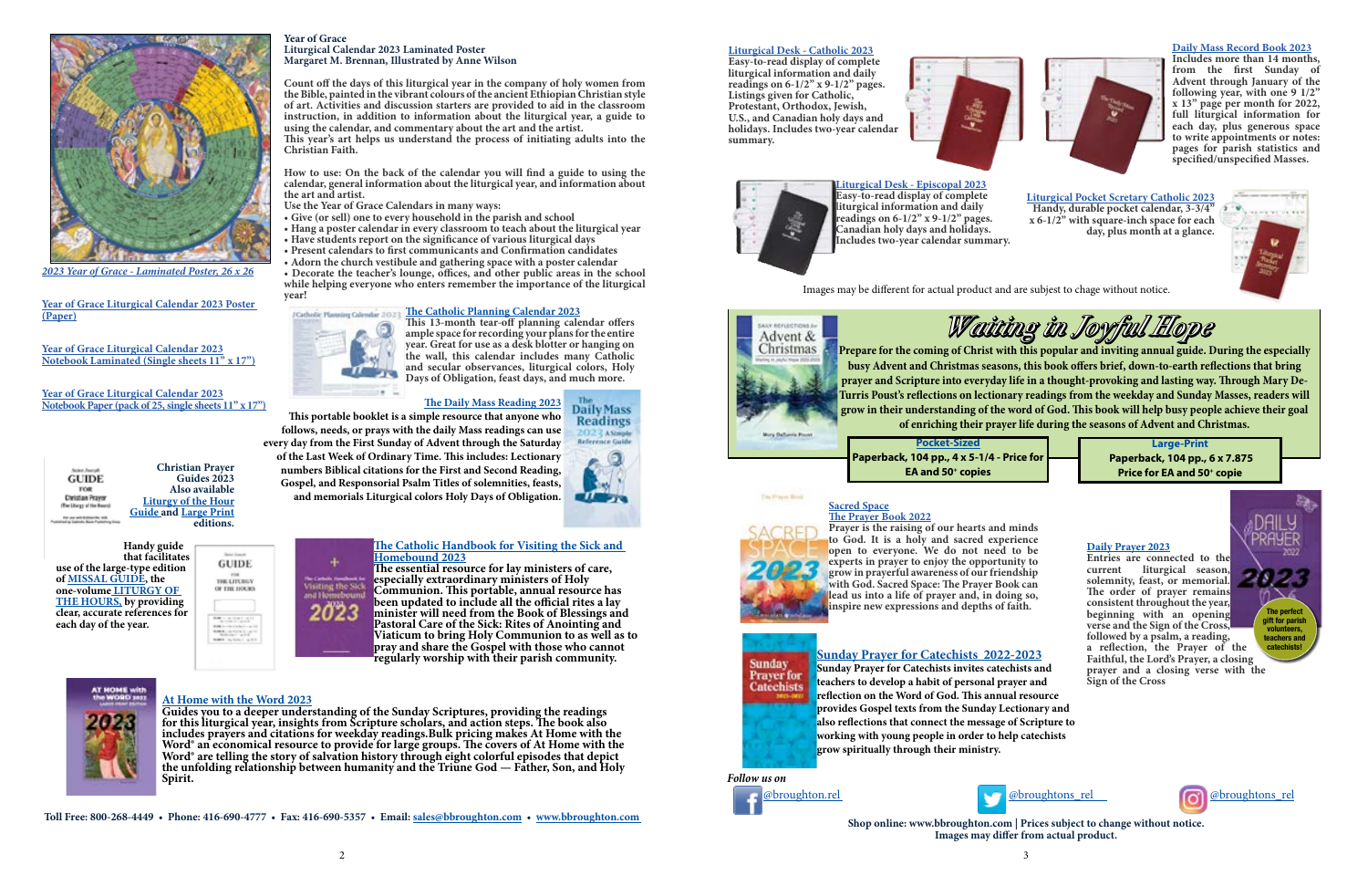*2023 Year of Grace - Laminated Poster, 26 x 26*

**Year of Grace**
**Liturgical Calendar 2023 Laminated Poster**
**Margaret M. Brennan, Illustrated by Anne Wilson**

Count off the days of this liturgical year in the company of holy women from the Bible, painted in the vibrant colours of the ancient Ethiopian Christian style of art. Activities and discussion starters are provided to aid in the classroom instruction, in addition to information about the liturgical year, a guide to using the calendar, and commentary about the art and the artist.
This year's art helps us understand the process of initiating adults into the Christian Faith.

How to use: On the back of the calendar you will find a guide to using the calendar, general information about the liturgical year, and information about the art and artist.
Use the Year of Grace Calendars in many ways:

- Give (or sell) one to every household in the parish and school
- Hang a poster calendar in every classroom to teach about the liturgical year
- Have students report on the significance of various liturgical days
- Present calendars to first communicants and Confirmation candidates
- Adorn the church vestibule and gathering space with a poster calendar
- Decorate the teacher's lounge, offices, and other public areas in the school while helping everyone who enters remember the importance of the liturgical year!

Year of Grace Liturgical Calendar 2023 Poster (Paper)

Year of Grace Liturgical Calendar 2023 Notebook Laminated (Single sheets 11" x 17")

Year of Grace Liturgical Calendar 2023 Notebook Paper (pack of 25, single sheets 11" x 17")

### The Catholic Planning Calendar 2023

This 13-month tear-off planning calendar offers ample space for recording your plans for the entire year. Great for use as a desk blotter or hanging on the wall, this calendar includes many Catholic and secular observances, liturgical colors, Holy Days of Obligation, feast days, and much more.

### The Daily Mass Reading 2023

This portable booklet is a simple resource that anyone who follows, needs, or prays with the daily Mass readings can use every day from the First Sunday of Advent through the Saturday of the Last Week of Ordinary Time. This includes: Lectionary numbers Biblical citations for the First and Second Reading, Gospel, and Responsorial Psalm Titles of solemnities, feasts, and memorials Liturgical colors Holy Days of Obligation.

**Christian Prayer Guides 2023**
**Also available Liturgy of the Hour Guide and Large Print editions.**

Handy guide that facilitates use of the large-type edition of MISSAL GUIDE, the one-volume LITURGY OF THE HOURS, by providing clear, accurate references for each day of the year.

### The Catholic Handbook for Visiting the Sick and Homebound 2023

The essential resource for lay ministers of care, especially extraordinary ministers of Holy Communion. This portable, annual resource has been updated to include all the official rites a lay minister will need from the Book of Blessings and Pastoral Care of the Sick: Rites of Anointing and Viaticum to bring Holy Communion to as well as to pray and share the Gospel with those who cannot regularly worship with their parish community.

### At Home with the Word 2023

Guides you to a deeper understanding of the Sunday Scriptures, providing the readings for this liturgical year, insights from Scripture scholars, and action steps. The book also includes prayers and citations for weekday readings.Bulk pricing makes At Home with the Word® an economical resource to provide for large groups. The covers of At Home with the Word® are telling the story of salvation history through eight colorful episodes that depict the unfolding relationship between humanity and the Triune God — Father, Son, and Holy Spirit.

Toll Free: 800-268-4449 • Phone: 416-690-4777 • Fax: 416-690-5357 • Email: sales@bbroughton.com • www.bbroughton.com

### Liturgical Desk - Catholic 2023

Easy-to-read display of complete liturgical information and daily readings on 6-1/2" x 9-1/2" pages. Listings given for Catholic, Protestant, Orthodox, Jewish, U.S., and Canadian holy days and holidays. Includes two-year calendar summary.

### Daily Mass Record Book 2023

Includes more than 14 months, from the first Sunday of Advent through January of the following year, with one 9 1/2" x 13" page per month for 2022, full liturgical information for each day, plus generous space to write appointments or notes: pages for parish statistics and specified/unspecified Masses.

### Liturgical Desk - Episcopal 2023

Easy-to-read display of complete liturgical information and daily readings on 6-1/2" x 9-1/2" pages. Canadian holy days and holidays. Includes two-year calendar summary.

### Liturgical Pocket Scretary Catholic 2023

Handy, durable pocket calendar, 3-3/4" x 6-1/2" with square-inch space for each day, plus month at a glance.

Images may be different for actual product and are subject to chage without notice.

## Waiting in Joyful Hope

Prepare for the coming of Christ with this popular and inviting annual guide. During the especially busy Advent and Christmas seasons, this book offers brief, down-to-earth reflections that bring prayer and Scripture into everyday life in a thought-provoking and lasting way. Through Mary DeTurris Poust's reflections on lectionary readings from the weekday and Sunday Masses, readers will grow in their understanding of the word of God. This book will help busy people achieve their goal of enriching their prayer life during the seasons of Advent and Christmas.

**Pocket-Sized**
Paperback, 104 pp., 4 x 5-1/4 - Price for EA and 50+ copies

**Large-Print**
Paperback, 104 pp., 6 x 7.875
Price for EA and 50+ copie

### Sacred Space The Prayer Book 2022

Prayer is the raising of our hearts and minds to God. It is a holy and sacred experience open to everyone. We do not need to be experts in prayer to enjoy the opportunity to grow in prayerful awareness of our friendship with God. Sacred Space: The Prayer Book can lead us into a life of prayer and, in doing so, inspire new expressions and depths of faith.

### Daily Prayer 2023

Entries are connected to the current liturgical season, solemnity, feast, or memorial. The order of prayer remains consistent throughout the year, beginning with an opening verse and the Sign of the Cross, followed by a psalm, a reading, a reflection, the Prayer of the Faithful, the Lord's Prayer, a closing prayer and a closing verse with the Sign of the Cross

The perfect gift for parish volunteers, teachers and catechists!

### Sunday Prayer for Catechists 2022-2023

Sunday Prayer for Catechists invites catechists and teachers to develop a habit of personal prayer and reflection on the Word of God. This annual resource provides Gospel texts from the Sunday Lectionary and also reflections that connect the message of Scripture to working with young people in order to help catechists grow spiritually through their ministry.

*Follow us on*

@broughton.rel @broughtons_rel @broughtons_rel

Shop online: www.bbroughton.com | Prices subject to change without notice.
Images may differ from actual product.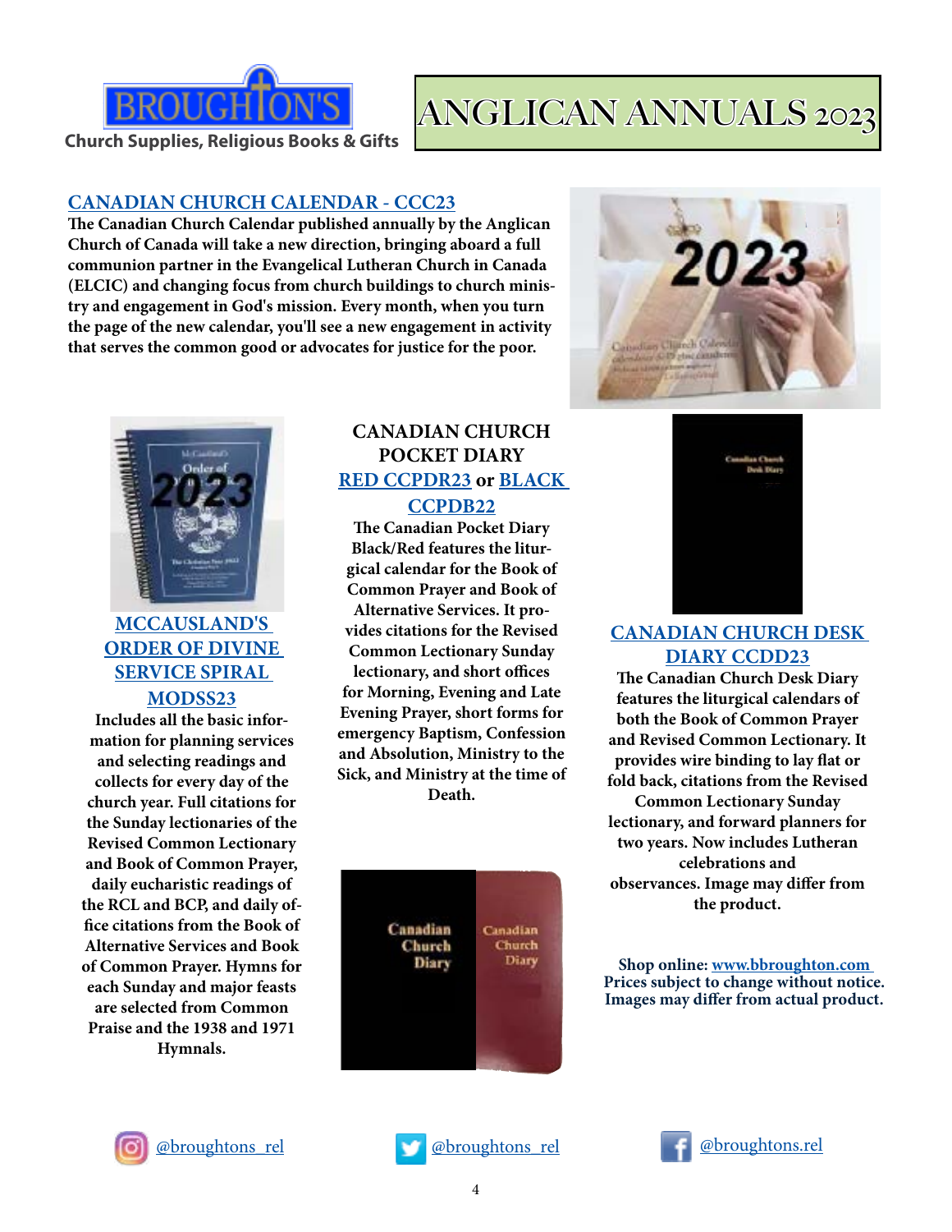BROUGHTON'S

Church Supplies, Religious Books & Gifts

# ANGLICAN ANNUALS 2023

## CANADIAN CHURCH CALENDAR - CCC23

**The Canadian Church Calendar published annually by the Anglican Church of Canada will take a new direction, bringing aboard a full communion partner in the Evangelical Lutheran Church in Canada (ELCIC) and changing focus from church buildings to church ministry and engagement in God's mission. Every month, when you turn the page of the new calendar, you'll see a new engagement in activity that serves the common good or advocates for justice for the poor.**

## MCCAUSLAND'S ORDER OF DIVINE SERVICE SPIRAL MODSS23

**Includes all the basic information for planning services and selecting readings and collects for every day of the church year. Full citations for the Sunday lectionaries of the Revised Common Lectionary and Book of Common Prayer, daily eucharistic readings of the RCL and BCP, and daily office citations from the Book of Alternative Services and Book of Common Prayer. Hymns for each Sunday and major feasts are selected from Common Praise and the 1938 and 1971 Hymnals.**

## CANADIAN CHURCH POCKET DIARY RED CCPDR23 or BLACK CCPDB22

**The Canadian Pocket Diary Black/Red features the liturgical calendar for the Book of Common Prayer and Book of Alternative Services. It provides citations for the Revised Common Lectionary Sunday lectionary, and short offices for Morning, Evening and Late Evening Prayer, short forms for emergency Baptism, Confession and Absolution, Ministry to the Sick, and Ministry at the time of Death.**

## CANADIAN CHURCH DESK DIARY CCDD23

**The Canadian Church Desk Diary features the liturgical calendars of both the Book of Common Prayer and Revised Common Lectionary. It provides wire binding to lay flat or fold back, citations from the Revised Common Lectionary Sunday lectionary, and forward planners for two years. Now includes Lutheran celebrations and observances. Image may differ from the product.**

**Shop online: www.bbroughton.com**
**Prices subject to change without notice.**
**Images may differ from actual product.**

@broughtons_rel @broughtons_rel @broughtons.rel